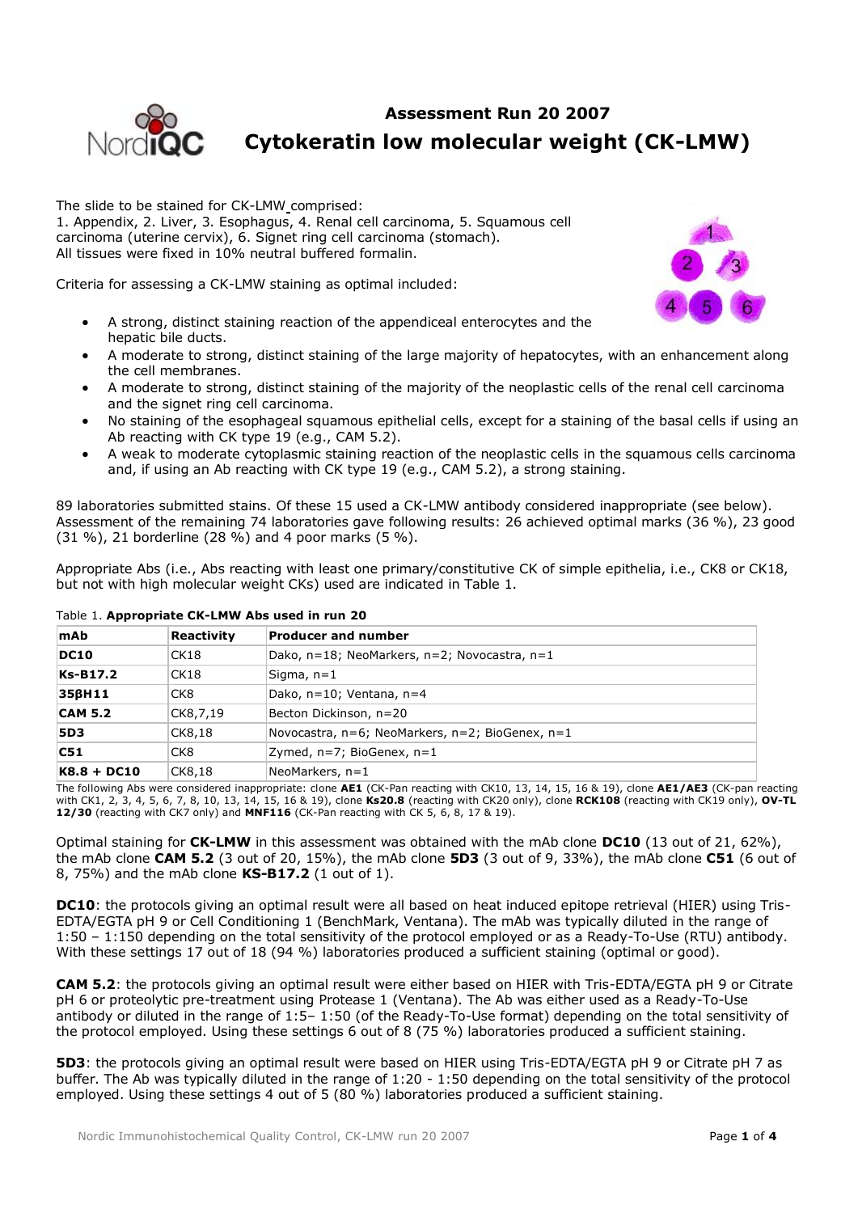# Assessment Run 20 2007

# Cytokeratin low molecular weight (CK-LMW)

The slide to be stained for CK-LMW comprised:
1. Appendix, 2. Liver, 3. Esophagus, 4. Renal cell carcinoma, 5. Squamous cell carcinoma (uterine cervix), 6. Signet ring cell carcinoma (stomach).
All tissues were fixed in 10% neutral buffered formalin.

Criteria for assessing a CK-LMW staining as optimal included:

- A strong, distinct staining reaction of the appendiceal enterocytes and the hepatic bile ducts.
- A moderate to strong, distinct staining of the large majority of hepatocytes, with an enhancement along the cell membranes.
- A moderate to strong, distinct staining of the majority of the neoplastic cells of the renal cell carcinoma and the signet ring cell carcinoma.
- No staining of the esophageal squamous epithelial cells, except for a staining of the basal cells if using an Ab reacting with CK type 19 (e.g., CAM 5.2).
- A weak to moderate cytoplasmic staining reaction of the neoplastic cells in the squamous cells carcinoma and, if using an Ab reacting with CK type 19 (e.g., CAM 5.2), a strong staining.

89 laboratories submitted stains. Of these 15 used a CK-LMW antibody considered inappropriate (see below). Assessment of the remaining 74 laboratories gave following results: 26 achieved optimal marks (36 %), 23 good (31 %), 21 borderline (28 %) and 4 poor marks (5 %).

Appropriate Abs (i.e., Abs reacting with least one primary/constitutive CK of simple epithelia, i.e., CK8 or CK18, but not with high molecular weight CKs) used are indicated in Table 1.

Table 1. **Appropriate CK-LMW Abs used in run 20**

| mAb | Reactivity | Producer and number |
|---|---|---|
| **DC10** | CK18 | Dako, n=18; NeoMarkers, n=2; Novocastra, n=1 |
| **Ks-B17.2** | CK18 | Sigma, n=1 |
| **35βH11** | CK8 | Dako, n=10; Ventana, n=4 |
| **CAM 5.2** | CK8,7,19 | Becton Dickinson, n=20 |
| **5D3** | CK8,18 | Novocastra, n=6; NeoMarkers, n=2; BioGenex, n=1 |
| **C51** | CK8 | Zymed, n=7; BioGenex, n=1 |
| **K8.8 + DC10** | CK8,18 | NeoMarkers, n=1 |

The following Abs were considered inappropriate: clone **AE1** (CK-Pan reacting with CK10, 13, 14, 15, 16 & 19), clone **AE1/AE3** (CK-pan reacting with CK1, 2, 3, 4, 5, 6, 7, 8, 10, 13, 14, 15, 16 & 19), clone **Ks20.8** (reacting with CK20 only), clone **RCK108** (reacting with CK19 only), **OV-TL 12/30** (reacting with CK7 only) and **MNF116** (CK-Pan reacting with CK 5, 6, 8, 17 & 19).

Optimal staining for **CK-LMW** in this assessment was obtained with the mAb clone **DC10** (13 out of 21, 62%), the mAb clone **CAM 5.2** (3 out of 20, 15%), the mAb clone **5D3** (3 out of 9, 33%), the mAb clone **C51** (6 out of 8, 75%) and the mAb clone **KS-B17.2** (1 out of 1).

**DC10**: the protocols giving an optimal result were all based on heat induced epitope retrieval (HIER) using Tris-EDTA/EGTA pH 9 or Cell Conditioning 1 (BenchMark, Ventana). The mAb was typically diluted in the range of 1:50 – 1:150 depending on the total sensitivity of the protocol employed or as a Ready-To-Use (RTU) antibody. With these settings 17 out of 18 (94 %) laboratories produced a sufficient staining (optimal or good).

**CAM 5.2**: the protocols giving an optimal result were either based on HIER with Tris-EDTA/EGTA pH 9 or Citrate pH 6 or proteolytic pre-treatment using Protease 1 (Ventana). The Ab was either used as a Ready-To-Use antibody or diluted in the range of 1:5– 1:50 (of the Ready-To-Use format) depending on the total sensitivity of the protocol employed. Using these settings 6 out of 8 (75 %) laboratories produced a sufficient staining.

**5D3**: the protocols giving an optimal result were based on HIER using Tris-EDTA/EGTA pH 9 or Citrate pH 7 as buffer. The Ab was typically diluted in the range of 1:20 - 1:50 depending on the total sensitivity of the protocol employed. Using these settings 4 out of 5 (80 %) laboratories produced a sufficient staining.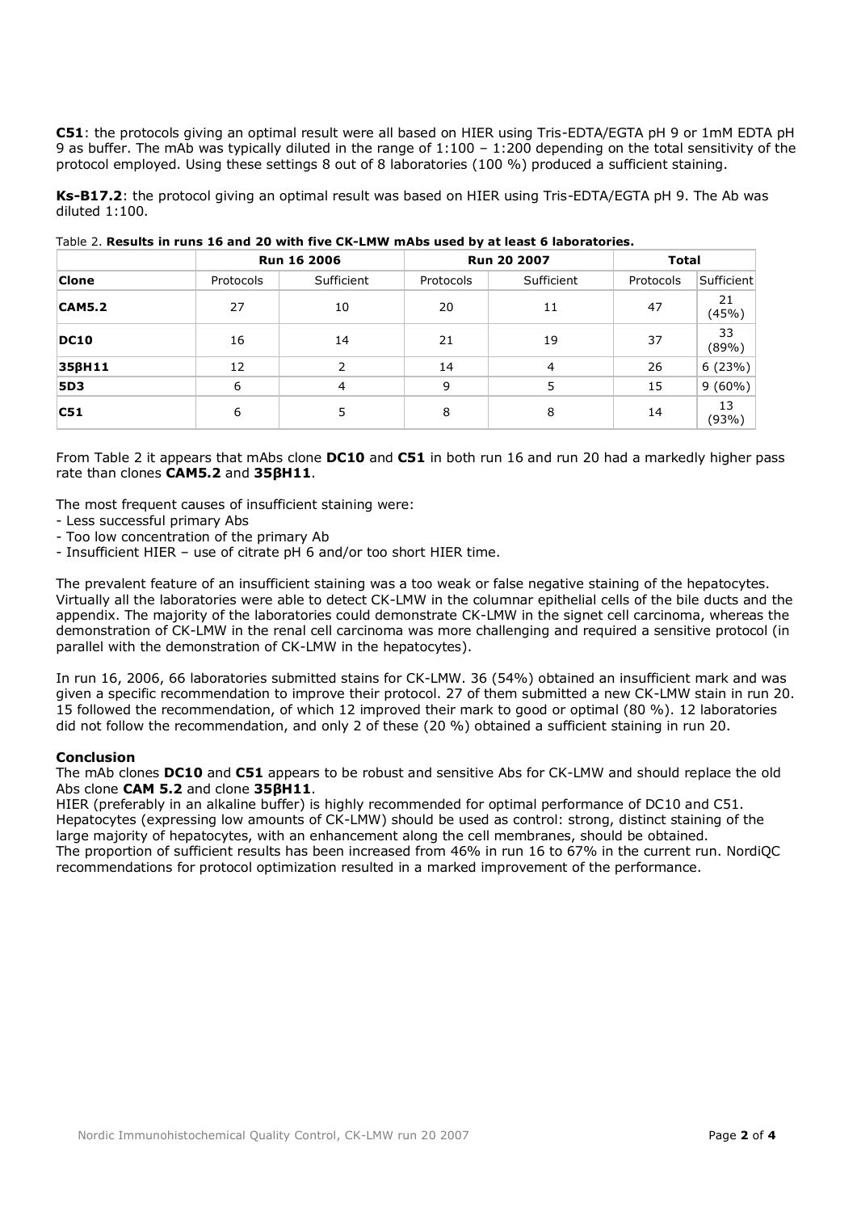**C51**: the protocols giving an optimal result were all based on HIER using Tris-EDTA/EGTA pH 9 or 1mM EDTA pH 9 as buffer. The mAb was typically diluted in the range of 1:100 – 1:200 depending on the total sensitivity of the protocol employed. Using these settings 8 out of 8 laboratories (100 %) produced a sufficient staining.

**Ks-B17.2**: the protocol giving an optimal result was based on HIER using Tris-EDTA/EGTA pH 9. The Ab was diluted 1:100.

Table 2. **Results in runs 16 and 20 with five CK-LMW mAbs used by at least 6 laboratories.**

| | Run 16 2006 | | Run 20 2007 | | Total | |
|---|---|---|---|---|---|---|
| **Clone** | Protocols | Sufficient | Protocols | Sufficient | Protocols | Sufficient |
| **CAM5.2** | 27 | 10 | 20 | 11 | 47 | 21 (45%) |
| **DC10** | 16 | 14 | 21 | 19 | 37 | 33 (89%) |
| **35βH11** | 12 | 2 | 14 | 4 | 26 | 6 (23%) |
| **5D3** | 6 | 4 | 9 | 5 | 15 | 9 (60%) |
| **C51** | 6 | 5 | 8 | 8 | 14 | 13 (93%) |

From Table 2 it appears that mAbs clone **DC10** and **C51** in both run 16 and run 20 had a markedly higher pass rate than clones **CAM5.2** and **35βH11**.

The most frequent causes of insufficient staining were:
- Less successful primary Abs
- Too low concentration of the primary Ab
- Insufficient HIER – use of citrate pH 6 and/or too short HIER time.

The prevalent feature of an insufficient staining was a too weak or false negative staining of the hepatocytes. Virtually all the laboratories were able to detect CK-LMW in the columnar epithelial cells of the bile ducts and the appendix. The majority of the laboratories could demonstrate CK-LMW in the signet cell carcinoma, whereas the demonstration of CK-LMW in the renal cell carcinoma was more challenging and required a sensitive protocol (in parallel with the demonstration of CK-LMW in the hepatocytes).

In run 16, 2006, 66 laboratories submitted stains for CK-LMW. 36 (54%) obtained an insufficient mark and was given a specific recommendation to improve their protocol. 27 of them submitted a new CK-LMW stain in run 20. 15 followed the recommendation, of which 12 improved their mark to good or optimal (80 %). 12 laboratories did not follow the recommendation, and only 2 of these (20 %) obtained a sufficient staining in run 20.

### Conclusion

The mAb clones **DC10** and **C51** appears to be robust and sensitive Abs for CK-LMW and should replace the old Abs clone **CAM 5.2** and clone **35βH11**.
HIER (preferably in an alkaline buffer) is highly recommended for optimal performance of DC10 and C51.
Hepatocytes (expressing low amounts of CK-LMW) should be used as control: strong, distinct staining of the large majority of hepatocytes, with an enhancement along the cell membranes, should be obtained.
The proportion of sufficient results has been increased from 46% in run 16 to 67% in the current run. NordiQC recommendations for protocol optimization resulted in a marked improvement of the performance.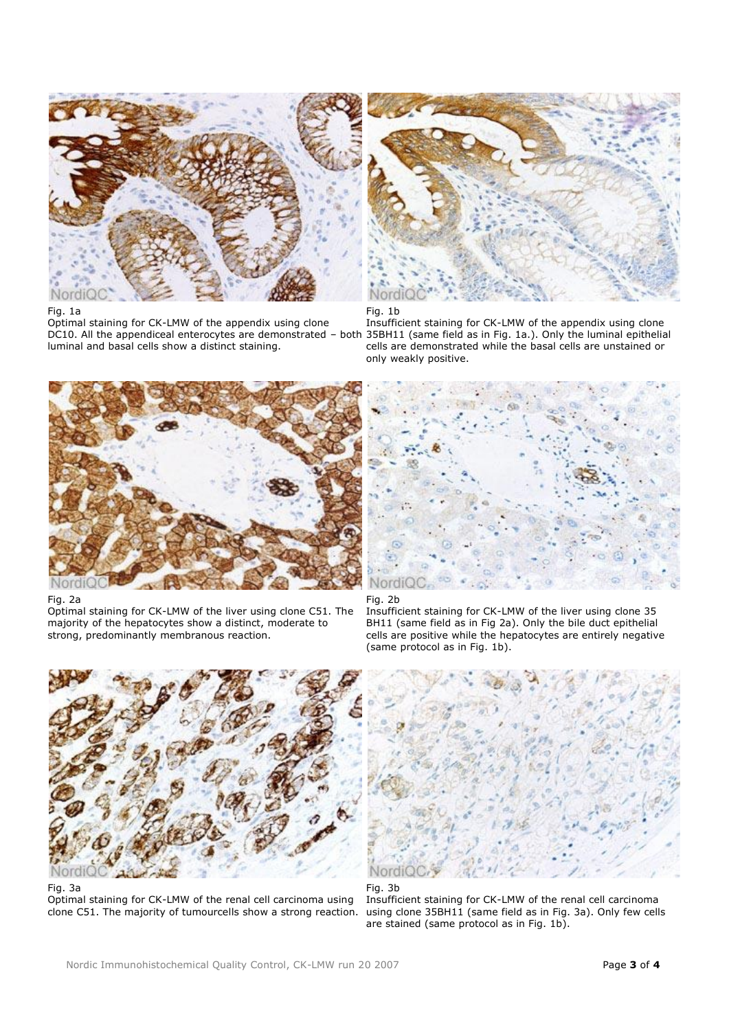Fig. 1a
Optimal staining for CK-LMW of the appendix using clone DC10. All the appendiceal enterocytes are demonstrated – both luminal and basal cells show a distinct staining.

Fig. 1b
Insufficient staining for CK-LMW of the appendix using clone 35BH11 (same field as in Fig. 1a.). Only the luminal epithelial cells are demonstrated while the basal cells are unstained or only weakly positive.

Fig. 2a
Optimal staining for CK-LMW of the liver using clone C51. The majority of the hepatocytes show a distinct, moderate to strong, predominantly membranous reaction.

Fig. 2b
Insufficient staining for CK-LMW of the liver using clone 35 BH11 (same field as in Fig 2a). Only the bile duct epithelial cells are positive while the hepatocytes are entirely negative (same protocol as in Fig. 1b).

Fig. 3a
Optimal staining for CK-LMW of the renal cell carcinoma using clone C51. The majority of tumourcells show a strong reaction.

Fig. 3b
Insufficient staining for CK-LMW of the renal cell carcinoma using clone 35BH11 (same field as in Fig. 3a). Only few cells are stained (same protocol as in Fig. 1b).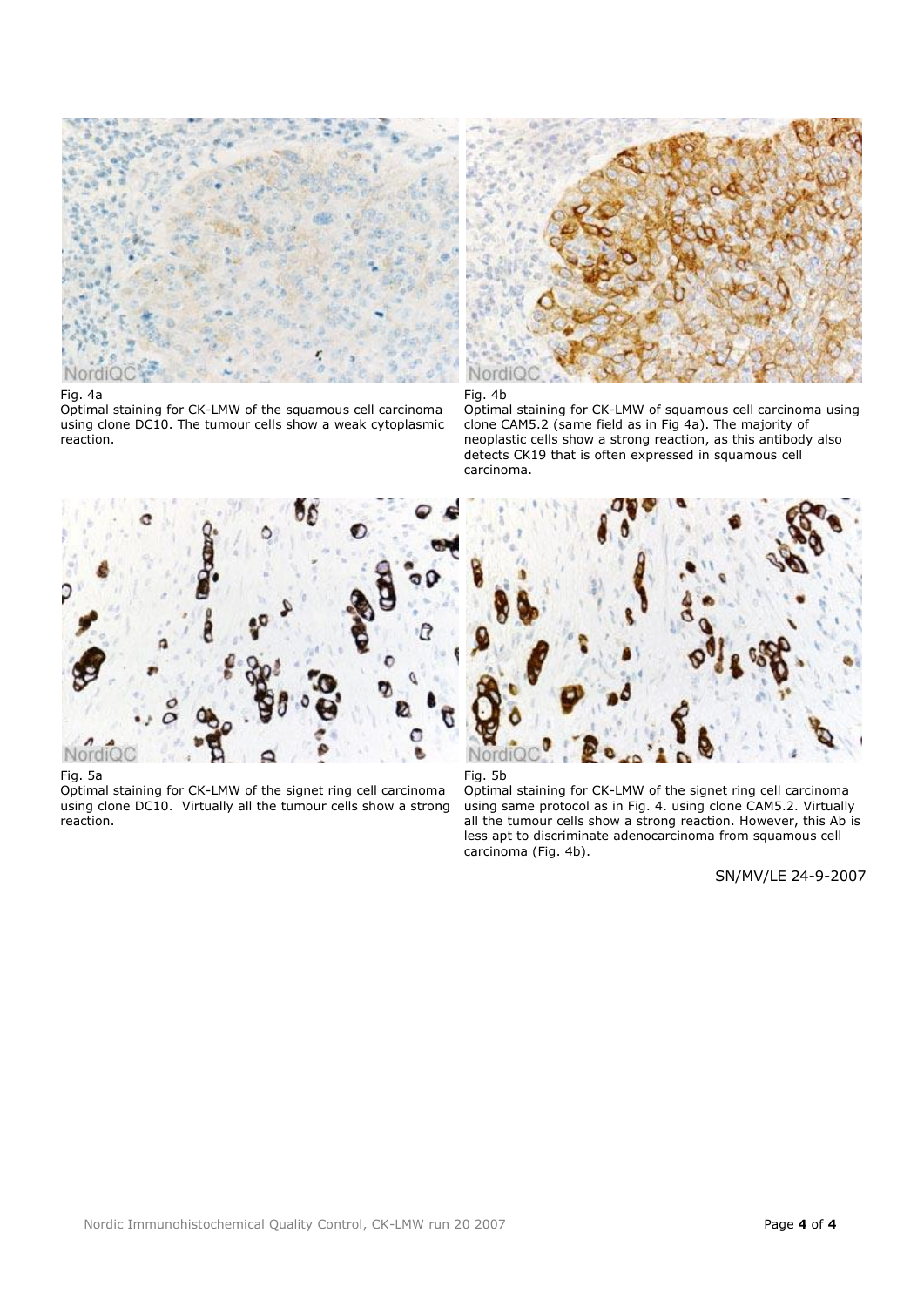Fig. 4a
Optimal staining for CK-LMW of the squamous cell carcinoma using clone DC10. The tumour cells show a weak cytoplasmic reaction.

Fig. 4b
Optimal staining for CK-LMW of squamous cell carcinoma using clone CAM5.2 (same field as in Fig 4a). The majority of neoplastic cells show a strong reaction, as this antibody also detects CK19 that is often expressed in squamous cell carcinoma.

Fig. 5a
Optimal staining for CK-LMW of the signet ring cell carcinoma using clone DC10. Virtually all the tumour cells show a strong reaction.

Fig. 5b
Optimal staining for CK-LMW of the signet ring cell carcinoma using same protocol as in Fig. 4. using clone CAM5.2. Virtually all the tumour cells show a strong reaction. However, this Ab is less apt to discriminate adenocarcinoma from squamous cell carcinoma (Fig. 4b).

SN/MV/LE 24-9-2007